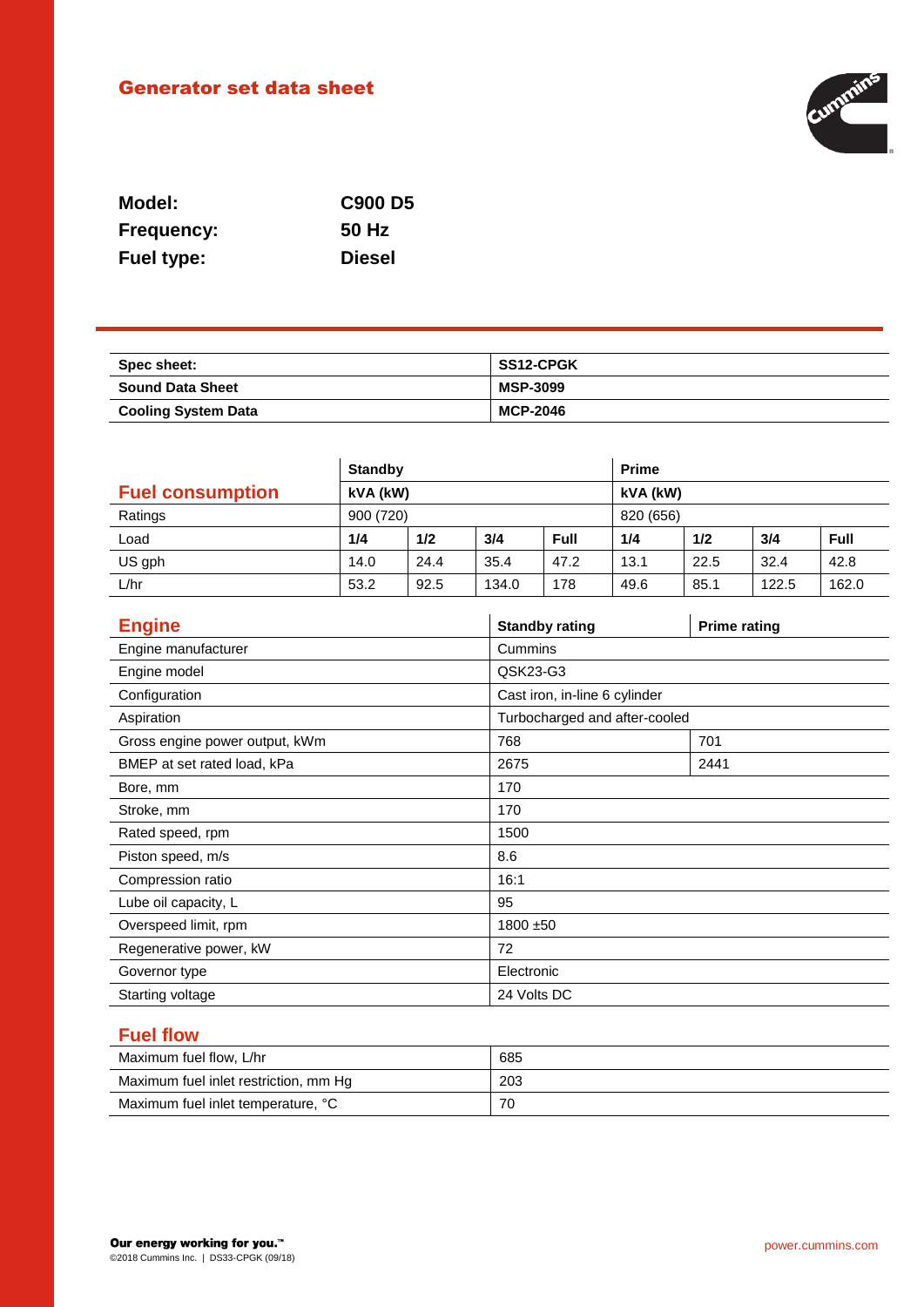# Generator set data sheet

**Model:** C900 D5
**Frequency:** 50 Hz
**Fuel type:** Diesel

| Spec sheet: | SS12-CPGK |
|---|---|
| **Sound Data Sheet** | **MSP-3099** |
| **Cooling System Data** | **MCP-2046** |

## Fuel consumption

| | Standby | | | | Prime | | | |
|---|---|---|---|---|---|---|---|---|
| | kVA (kW) | | | | kVA (kW) | | | |
| Ratings | 900 (720) | | | | 820 (656) | | | |
| Load | 1/4 | 1/2 | 3/4 | Full | 1/4 | 1/2 | 3/4 | Full |
| US gph | 14.0 | 24.4 | 35.4 | 47.2 | 13.1 | 22.5 | 32.4 | 42.8 |
| L/hr | 53.2 | 92.5 | 134.0 | 178 | 49.6 | 85.1 | 122.5 | 162.0 |

## Engine

| Engine | Standby rating | Prime rating |
|---|---|---|
| Engine manufacturer | Cummins | |
| Engine model | QSK23-G3 | |
| Configuration | Cast iron, in-line 6 cylinder | |
| Aspiration | Turbocharged and after-cooled | |
| Gross engine power output, kWm | 768 | 701 |
| BMEP at set rated load, kPa | 2675 | 2441 |
| Bore, mm | 170 | |
| Stroke, mm | 170 | |
| Rated speed, rpm | 1500 | |
| Piston speed, m/s | 8.6 | |
| Compression ratio | 16:1 | |
| Lube oil capacity, L | 95 | |
| Overspeed limit, rpm | 1800 ±50 | |
| Regenerative power, kW | 72 | |
| Governor type | Electronic | |
| Starting voltage | 24 Volts DC | |

## Fuel flow

| | |
|---|---|
| Maximum fuel flow, L/hr | 685 |
| Maximum fuel inlet restriction, mm Hg | 203 |
| Maximum fuel inlet temperature, °C | 70 |

**Our energy working for you.™**
©2018 Cummins Inc. | DS33-CPGK (09/18)

power.cummins.com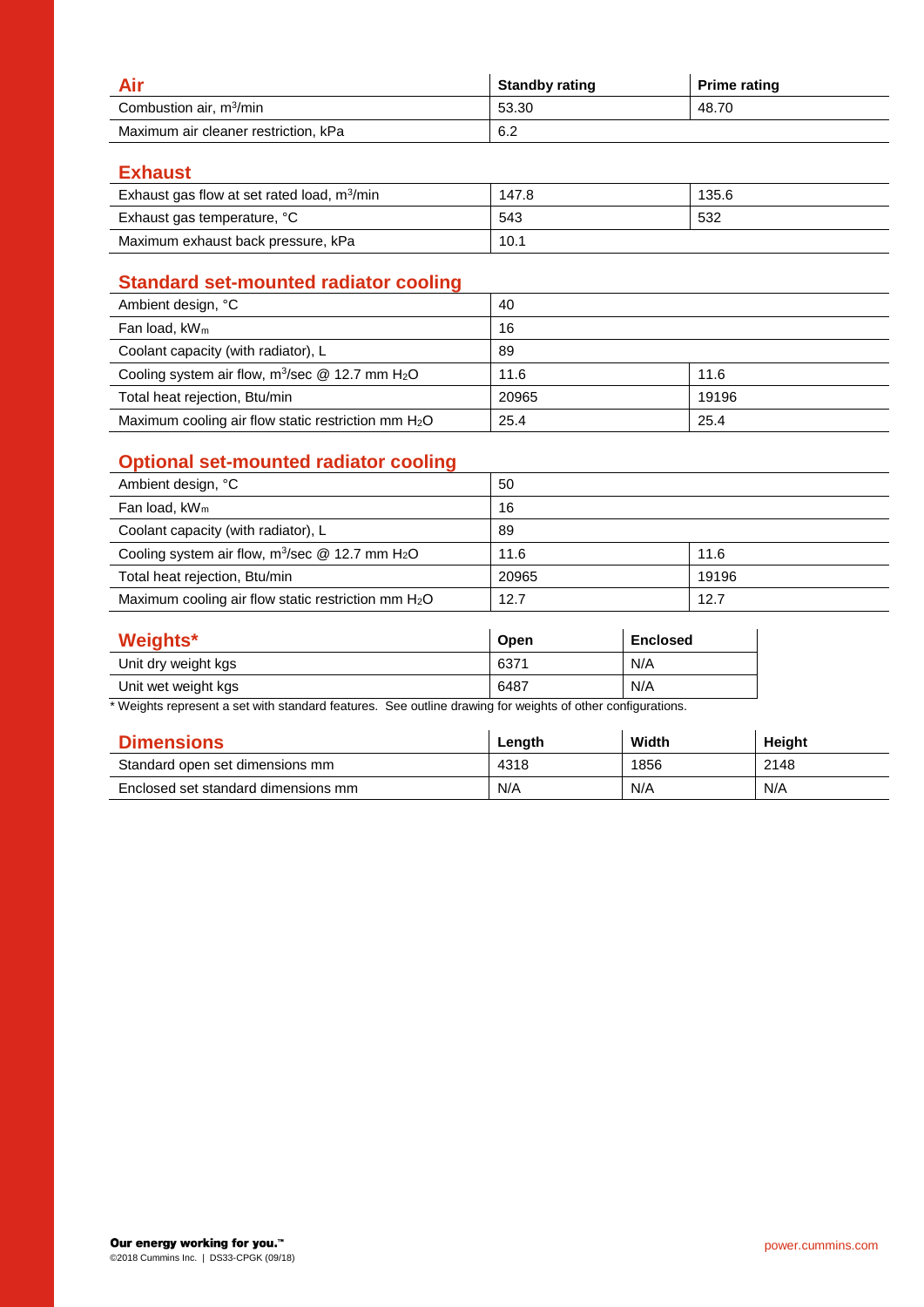## Air

| Air | Standby rating | Prime rating |
|---|---|---|
| Combustion air, $m^3$/min | 53.30 | 48.70 |
| Maximum air cleaner restriction, kPa | 6.2 | |

## Exhaust

| Exhaust | | |
|---|---|---|
| Exhaust gas flow at set rated load, $m^3$/min | 147.8 | 135.6 |
| Exhaust gas temperature, °C | 543 | 532 |
| Maximum exhaust back pressure, kPa | 10.1 | |

## Standard set-mounted radiator cooling

| Standard set-mounted radiator cooling | | |
|---|---|---|
| Ambient design, °C | 40 | |
| Fan load, $kW_m$ | 16 | |
| Coolant capacity (with radiator), L | 89 | |
| Cooling system air flow, $m^3$/sec @ 12.7 mm $H_2O$ | 11.6 | 11.6 |
| Total heat rejection, Btu/min | 20965 | 19196 |
| Maximum cooling air flow static restriction mm $H_2O$ | 25.4 | 25.4 |

## Optional set-mounted radiator cooling

| Optional set-mounted radiator cooling | | |
|---|---|---|
| Ambient design, °C | 50 | |
| Fan load, $kW_m$ | 16 | |
| Coolant capacity (with radiator), L | 89 | |
| Cooling system air flow, $m^3$/sec @ 12.7 mm $H_2O$ | 11.6 | 11.6 |
| Total heat rejection, Btu/min | 20965 | 19196 |
| Maximum cooling air flow static restriction mm $H_2O$ | 12.7 | 12.7 |

## Weights*

| Weights* | Open | Enclosed |
|---|---|---|
| Unit dry weight kgs | 6371 | N/A |
| Unit wet weight kgs | 6487 | N/A |

* Weights represent a set with standard features. See outline drawing for weights of other configurations.

## Dimensions

| Dimensions | Length | Width | Height |
|---|---|---|---|
| Standard open set dimensions mm | 4318 | 1856 | 2148 |
| Enclosed set standard dimensions mm | N/A | N/A | N/A |

**Our energy working for you.™**

©2018 Cummins Inc. | DS33-CPGK (09/18)

power.cummins.com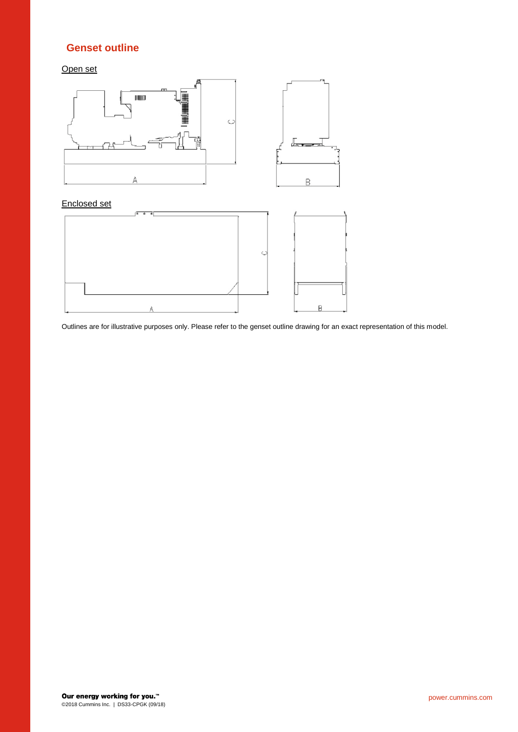## Genset outline

Open set

Enclosed set

Outlines are for illustrative purposes only. Please refer to the genset outline drawing for an exact representation of this model.

**Our energy working for you.™**
©2018 Cummins Inc. | DS33-CPGK (09/18)

power.cummins.com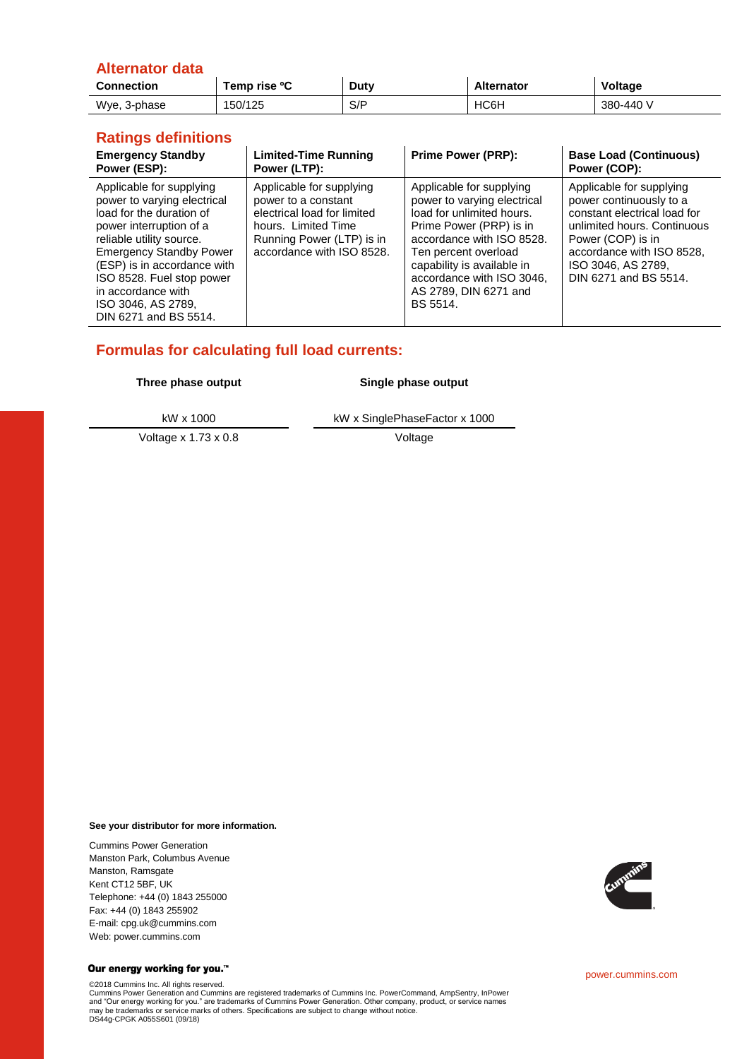## Alternator data

| Connection | Temp rise °C | Duty | Alternator | Voltage |
|---|---|---|---|---|
| Wye, 3-phase | 150/125 | S/P | HC6H | 380-440 V |

## Ratings definitions

| Emergency Standby Power (ESP): | Limited-Time Running Power (LTP): | Prime Power (PRP): | Base Load (Continuous) Power (COP): |
|---|---|---|---|
| Applicable for supplying power to varying electrical load for the duration of power interruption of a reliable utility source. Emergency Standby Power (ESP) is in accordance with ISO 8528. Fuel stop power in accordance with ISO 3046, AS 2789, DIN 6271 and BS 5514. | Applicable for supplying power to a constant electrical load for limited hours. Limited Time Running Power (LTP) is in accordance with ISO 8528. | Applicable for supplying power to varying electrical load for unlimited hours. Prime Power (PRP) is in accordance with ISO 8528. Ten percent overload capability is available in accordance with ISO 3046, AS 2789, DIN 6271 and BS 5514. | Applicable for supplying power continuously to a constant electrical load for unlimited hours. Continuous Power (COP) is in accordance with ISO 8528, ISO 3046, AS 2789, DIN 6271 and BS 5514. |

## Formulas for calculating full load currents:

**Three phase output**

$$\frac{\text{kW} \times 1000}{\text{Voltage} \times 1.73 \times 0.8}$$

**Single phase output**

$$\frac{\text{kW} \times \text{SinglePhaseFactor} \times 1000}{\text{Voltage}}$$

**See your distributor for more information.**

Cummins Power Generation
Manston Park, Columbus Avenue
Manston, Ramsgate
Kent CT12 5BF, UK
Telephone: +44 (0) 1843 255000
Fax: +44 (0) 1843 255902
E-mail: cpg.uk@cummins.com
Web: power.cummins.com

**Our energy working for you.™**

power.cummins.com

©2018 Cummins Inc. All rights reserved.
Cummins Power Generation and Cummins are registered trademarks of Cummins Inc. PowerCommand, AmpSentry, InPower and "Our energy working for you." are trademarks of Cummins Power Generation. Other company, product, or service names may be trademarks or service marks of others. Specifications are subject to change without notice.
DS44g-CPGK A055S601 (09/18)